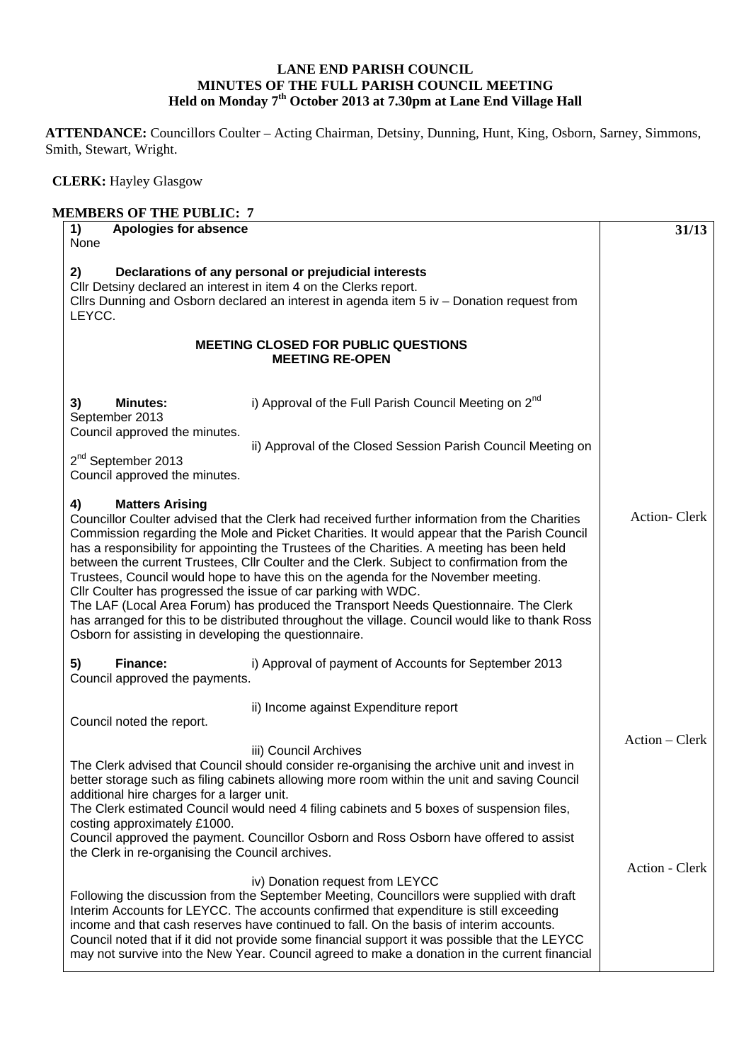**LANE END PARISH COUNCIL**
**MINUTES OF THE FULL PARISH COUNCIL MEETING**
**Held on Monday 7th October 2013 at 7.30pm at Lane End Village Hall**

**ATTENDANCE:** Councillors Coulter – Acting Chairman, Detsiny, Dunning, Hunt, King, Osborn, Sarney, Simmons, Smith, Stewart, Wright.

**CLERK:** Hayley Glasgow

**MEMBERS OF THE PUBLIC: 7**

| | **31/13** |
|---|---|
| **1) Apologies for absence**<br>None | |
| **2) Declarations of any personal or prejudicial interests**<br>Cllr Detsiny declared an interest in item 4 on the Clerks report.<br>Cllrs Dunning and Osborn declared an interest in agenda item 5 iv – Donation request from LEYCC. | |
| **MEETING CLOSED FOR PUBLIC QUESTIONS**<br>**MEETING RE-OPEN** | |
| **3) Minutes:** i) Approval of the Full Parish Council Meeting on 2nd September 2013<br>Council approved the minutes.<br>ii) Approval of the Closed Session Parish Council Meeting on 2nd September 2013<br>Council approved the minutes. | |
| **4) Matters Arising**<br>Councillor Coulter advised that the Clerk had received further information from the Charities Commission regarding the Mole and Picket Charities. It would appear that the Parish Council has a responsibility for appointing the Trustees of the Charities. A meeting has been held between the current Trustees, Cllr Coulter and the Clerk. Subject to confirmation from the Trustees, Council would hope to have this on the agenda for the November meeting.<br>Cllr Coulter has progressed the issue of car parking with WDC.<br>The LAF (Local Area Forum) has produced the Transport Needs Questionnaire. The Clerk has arranged for this to be distributed throughout the village. Council would like to thank Ross Osborn for assisting in developing the questionnaire. | Action- Clerk |
| **5) Finance:** i) Approval of payment of Accounts for September 2013<br>Council approved the payments.<br>ii) Income against Expenditure report<br>Council noted the report. | |
| iii) Council Archives<br>The Clerk advised that Council should consider re-organising the archive unit and invest in better storage such as filing cabinets allowing more room within the unit and saving Council additional hire charges for a larger unit.<br>The Clerk estimated Council would need 4 filing cabinets and 5 boxes of suspension files, costing approximately £1000.<br>Council approved the payment. Councillor Osborn and Ross Osborn have offered to assist the Clerk in re-organising the Council archives. | Action – Clerk |
| iv) Donation request from LEYCC<br>Following the discussion from the September Meeting, Councillors were supplied with draft Interim Accounts for LEYCC. The accounts confirmed that expenditure is still exceeding income and that cash reserves have continued to fall. On the basis of interim accounts. Council noted that if it did not provide some financial support it was possible that the LEYCC may not survive into the New Year. Council agreed to make a donation in the current financial | Action - Clerk |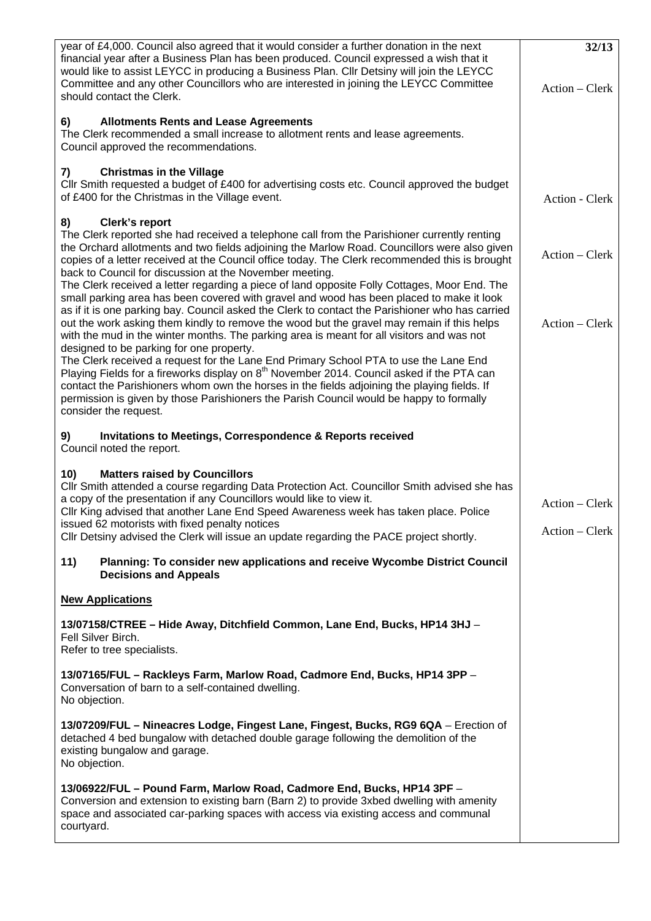| | |
|---|---|
| year of £4,000. Council also agreed that it would consider a further donation in the next financial year after a Business Plan has been produced. Council expressed a wish that it would like to assist LEYCC in producing a Business Plan. Cllr Detsiny will join the LEYCC Committee and any other Councillors who are interested in joining the LEYCC Committee should contact the Clerk. | **32/13**<br><br>Action – Clerk |
| **6) Allotments Rents and Lease Agreements**<br>The Clerk recommended a small increase to allotment rents and lease agreements. Council approved the recommendations. | |
| **7) Christmas in the Village**<br>Cllr Smith requested a budget of £400 for advertising costs etc. Council approved the budget of £400 for the Christmas in the Village event. | Action - Clerk |
| **8) Clerk's report**<br>The Clerk reported she had received a telephone call from the Parishioner currently renting the Orchard allotments and two fields adjoining the Marlow Road. Councillors were also given copies of a letter received at the Council office today. The Clerk recommended this is brought back to Council for discussion at the November meeting.<br>The Clerk received a letter regarding a piece of land opposite Folly Cottages, Moor End. The small parking area has been covered with gravel and wood has been placed to make it look as if it is one parking bay. Council asked the Clerk to contact the Parishioner who has carried out the work asking them kindly to remove the wood but the gravel may remain if this helps with the mud in the winter months. The parking area is meant for all visitors and was not designed to be parking for one property.<br>The Clerk received a request for the Lane End Primary School PTA to use the Lane End Playing Fields for a fireworks display on 8th November 2014. Council asked if the PTA can contact the Parishioners whom own the horses in the fields adjoining the playing fields. If permission is given by those Parishioners the Parish Council would be happy to formally consider the request. | Action – Clerk<br><br>Action – Clerk |
| **9) Invitations to Meetings, Correspondence & Reports received**<br>Council noted the report. | |
| **10) Matters raised by Councillors**<br>Cllr Smith attended a course regarding Data Protection Act. Councillor Smith advised she has a copy of the presentation if any Councillors would like to view it.<br>Cllr King advised that another Lane End Speed Awareness week has taken place. Police issued 62 motorists with fixed penalty notices<br>Cllr Detsiny advised the Clerk will issue an update regarding the PACE project shortly. | Action – Clerk<br><br>Action – Clerk |
| **11) Planning: To consider new applications and receive Wycombe District Council Decisions and Appeals**<br><br>**New Applications**<br><br>**13/07158/CTREE – Hide Away, Ditchfield Common, Lane End, Bucks, HP14 3HJ** – Fell Silver Birch.<br>Refer to tree specialists.<br><br>**13/07165/FUL – Rackleys Farm, Marlow Road, Cadmore End, Bucks, HP14 3PP** – Conversation of barn to a self-contained dwelling.<br>No objection.<br><br>**13/07209/FUL – Nineacres Lodge, Fingest Lane, Fingest, Bucks, RG9 6QA** – Erection of detached 4 bed bungalow with detached double garage following the demolition of the existing bungalow and garage.<br>No objection.<br><br>**13/06922/FUL – Pound Farm, Marlow Road, Cadmore End, Bucks, HP14 3PF** – Conversion and extension to existing barn (Barn 2) to provide 3xbed dwelling with amenity space and associated car-parking spaces with access via existing access and communal courtyard. | |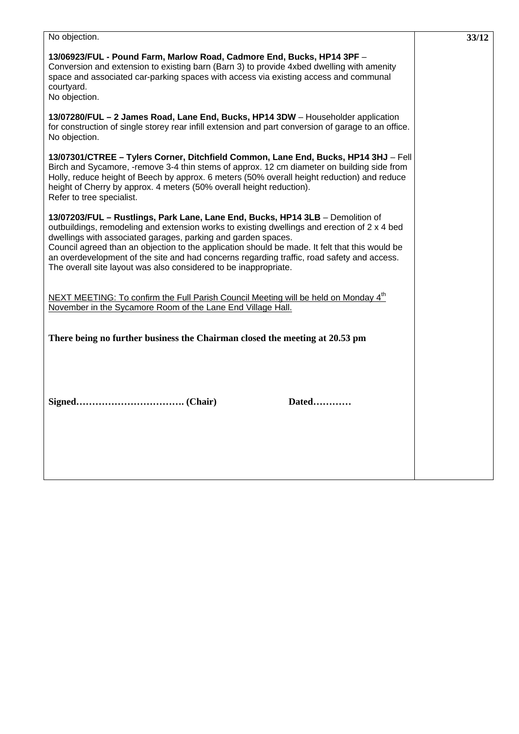No objection.

**13/06923/FUL - Pound Farm, Marlow Road, Cadmore End, Bucks, HP14 3PF** – Conversion and extension to existing barn (Barn 3) to provide 4xbed dwelling with amenity space and associated car-parking spaces with access via existing access and communal courtyard.
No objection.

**13/07280/FUL – 2 James Road, Lane End, Bucks, HP14 3DW** – Householder application for construction of single storey rear infill extension and part conversion of garage to an office.
No objection.

**13/07301/CTREE – Tylers Corner, Ditchfield Common, Lane End, Bucks, HP14 3HJ** – Fell Birch and Sycamore, -remove 3-4 thin stems of approx. 12 cm diameter on building side from Holly, reduce height of Beech by approx. 6 meters (50% overall height reduction) and reduce height of Cherry by approx. 4 meters (50% overall height reduction).
Refer to tree specialist.

**13/07203/FUL – Rustlings, Park Lane, Lane End, Bucks, HP14 3LB** – Demolition of outbuildings, remodeling and extension works to existing dwellings and erection of 2 x 4 bed dwellings with associated garages, parking and garden spaces.
Council agreed than an objection to the application should be made. It felt that this would be an overdevelopment of the site and had concerns regarding traffic, road safety and access. The overall site layout was also considered to be inappropriate.

NEXT MEETING: To confirm the Full Parish Council Meeting will be held on Monday 4th November in the Sycamore Room of the Lane End Village Hall.

**There being no further business the Chairman closed the meeting at 20.53 pm**

**Signed……………………………. (Chair)** **Dated…………**

**33/12**